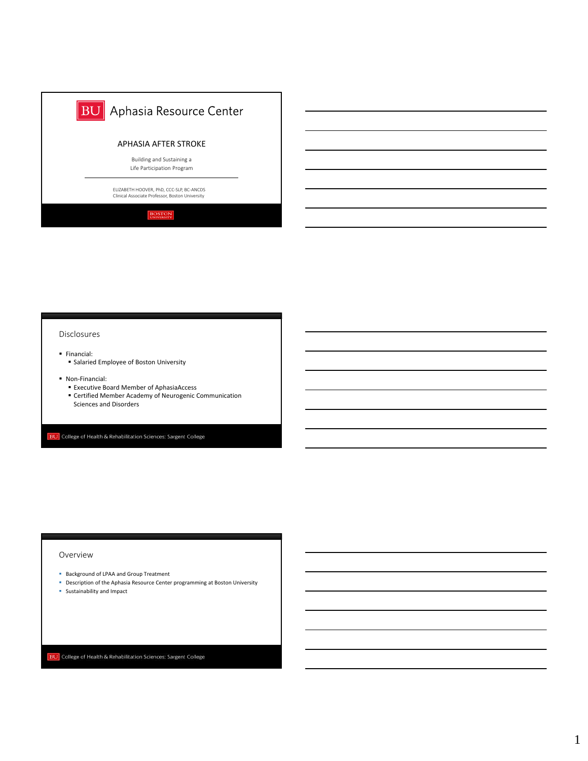# BU Aphasia Resource Center

## APHASIA AFTER STROKE

Building and Sustaining a
Life Participation Program

ELIZABETH HOOVER, PhD, CCC-SLP, BC-ANCDS
Clinical Associate Professor, Boston University

BOSTON UNIVERSITY

---

## Disclosures

- Financial:
  - Salaried Employee of Boston University
- Non-Financial:
  - Executive Board Member of AphasiaAccess
  - Certified Member Academy of Neurogenic Communication Sciences and Disorders

BU College of Health & Rehabilitation Sciences: Sargent College

---

## Overview

- Background of LPAA and Group Treatment
- Description of the Aphasia Resource Center programming at Boston University
- Sustainability and Impact

BU College of Health & Rehabilitation Sciences: Sargent College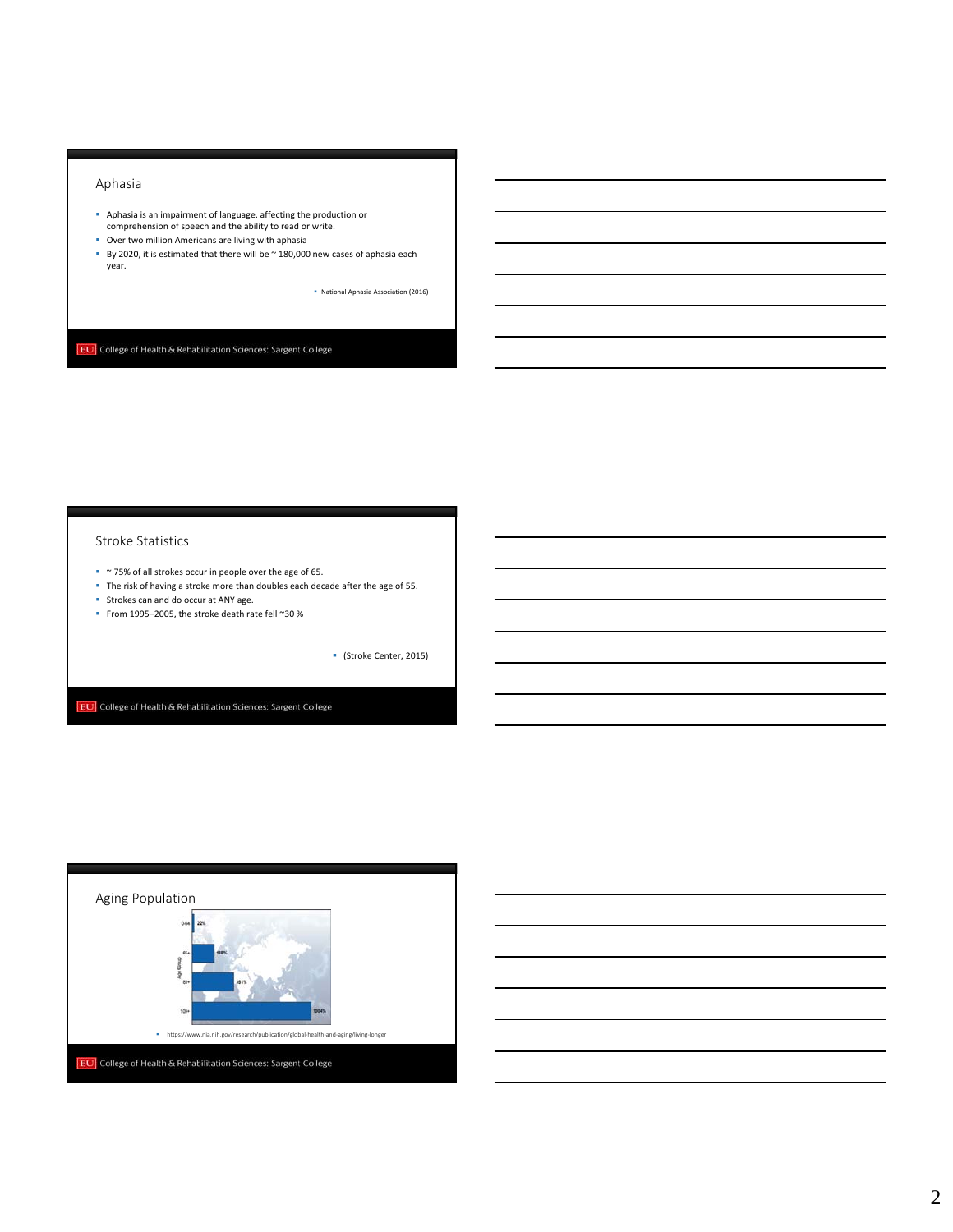## Aphasia

- Aphasia is an impairment of language, affecting the production or comprehension of speech and the ability to read or write.
- Over two million Americans are living with aphasia
- By 2020, it is estimated that there will be ~ 180,000 new cases of aphasia each year.

  - National Aphasia Association (2016)

BU College of Health & Rehabilitation Sciences: Sargent College

## Stroke Statistics

- ~ 75% of all strokes occur in people over the age of 65.
- The risk of having a stroke more than doubles each decade after the age of 55.
- Strokes can and do occur at ANY age.
- From 1995–2005, the stroke death rate fell ~30 %

  - (Stroke Center, 2015)

BU College of Health & Rehabilitation Sciences: Sargent College

## Aging Population

| Age Group | |
|---|---|
| 0-64 | 22% |
| 65+ | 188% |
| 85+ | 351% |
| 100+ | 1004% |

- https://www.nia.nih.gov/research/publication/global-health-and-aging/living-longer

BU College of Health & Rehabilitation Sciences: Sargent College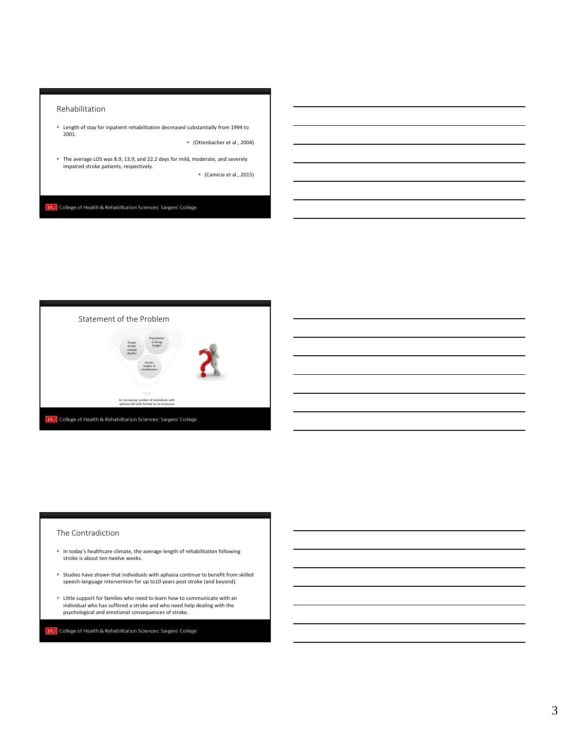## Rehabilitation

- Length of stay for inpatient rehabilitation decreased substantially from 1994 to 2001.
  - (Ottenbacher et al., 2004)
- The average LOS was 8.9, 13.9, and 22.2 days for mild, moderate, and severely impaired stroke patients, respectively.
  - (Camicia et al., 2015)

BU College of Health & Rehabilitation Sciences: Sargent College

## Statement of the Problem

Fewer stroke related deaths

Population is living longer

Shorter lengths of rehabilitation

An increasing number of individuals with aphasia left with limited to no resources

BU College of Health & Rehabilitation Sciences: Sargent College

## The Contradiction

- In today's healthcare climate, the average length of rehabilitation following stroke is about ten-twelve weeks.
- Studies have shown that individuals with aphasia continue to benefit from skilled speech-language intervention for up to10 years post stroke (and beyond).
- Little support for families who need to learn how to communicate with an individual who has suffered a stroke and who need help dealing with the psychological and emotional consequences of stroke.

BU College of Health & Rehabilitation Sciences: Sargent College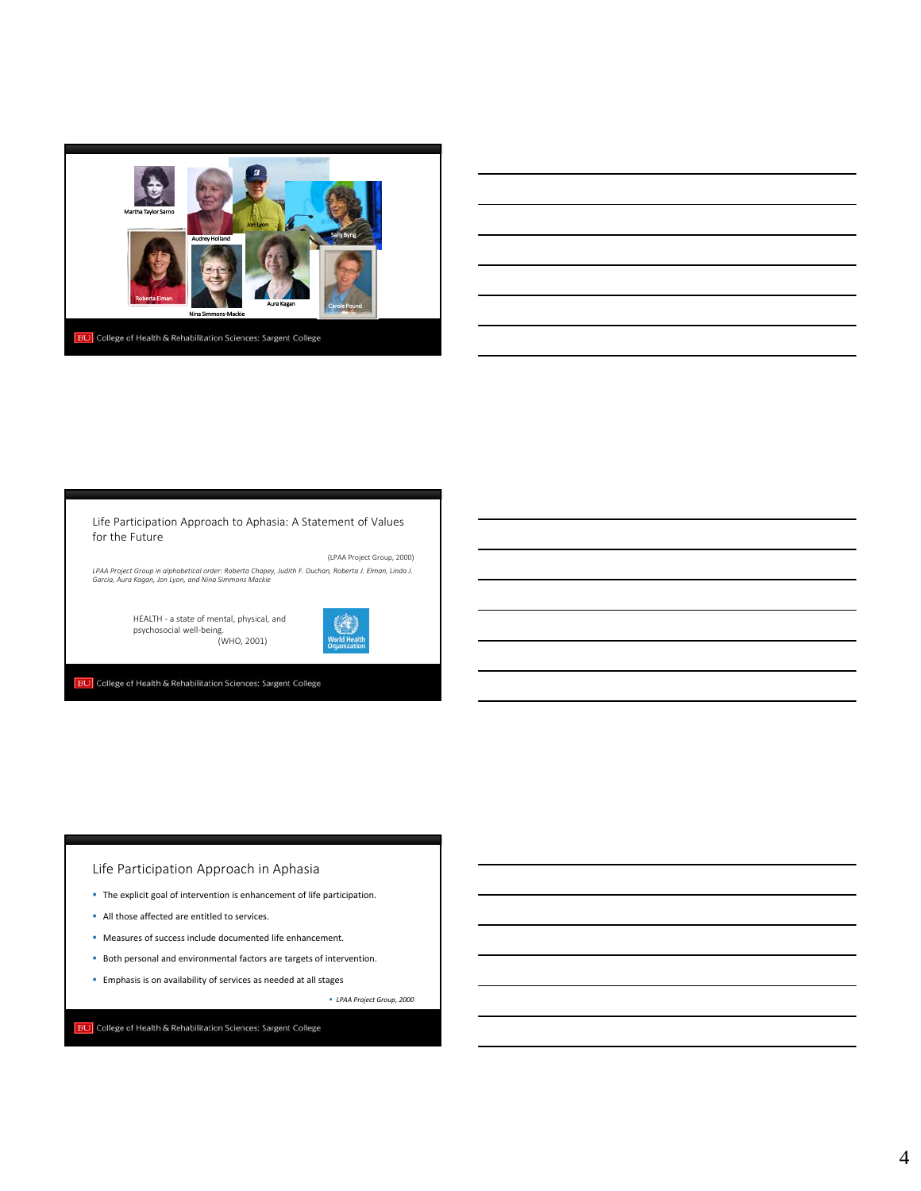Martha Taylor Sarno

Audrey Holland

Jon Lyon

Sally Byng

Roberta Elman

Nina Simmons-Mackie

Aura Kagan

Carole Pound

BU College of Health & Rehabilitation Sciences: Sargent College

## Life Participation Approach to Aphasia: A Statement of Values for the Future

(LPAA Project Group, 2000)

*LPAA Project Group in alphabetical order: Roberta Chapey, Judith F. Duchan, Roberta J. Elman, Linda J. Garcia, Aura Kagan, Jon Lyon, and Nina Simmons Mackie*

HEALTH - a state of mental, physical, and psychosocial well-being.
(WHO, 2001)

World Health Organization

BU College of Health & Rehabilitation Sciences: Sargent College

## Life Participation Approach in Aphasia

- The explicit goal of intervention is enhancement of life participation.
- All those affected are entitled to services.
- Measures of success include documented life enhancement.
- Both personal and environmental factors are targets of intervention.
- Emphasis is on availability of services as needed at all stages

- *LPAA Project Group, 2000*

BU College of Health & Rehabilitation Sciences: Sargent College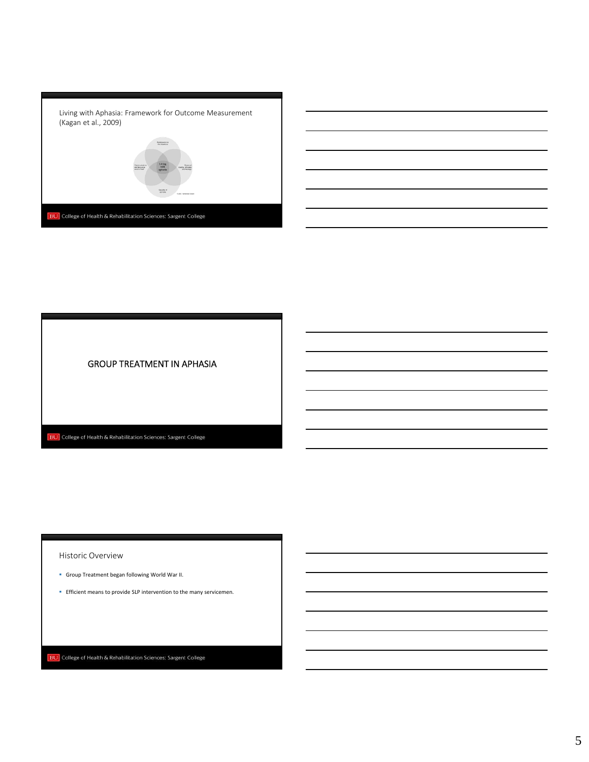## Living with Aphasia: Framework for Outcome Measurement (Kagan et al., 2009)

## GROUP TREATMENT IN APHASIA

## Historic Overview

- Group Treatment began following World War II.
- Efficient means to provide SLP intervention to the many servicemen.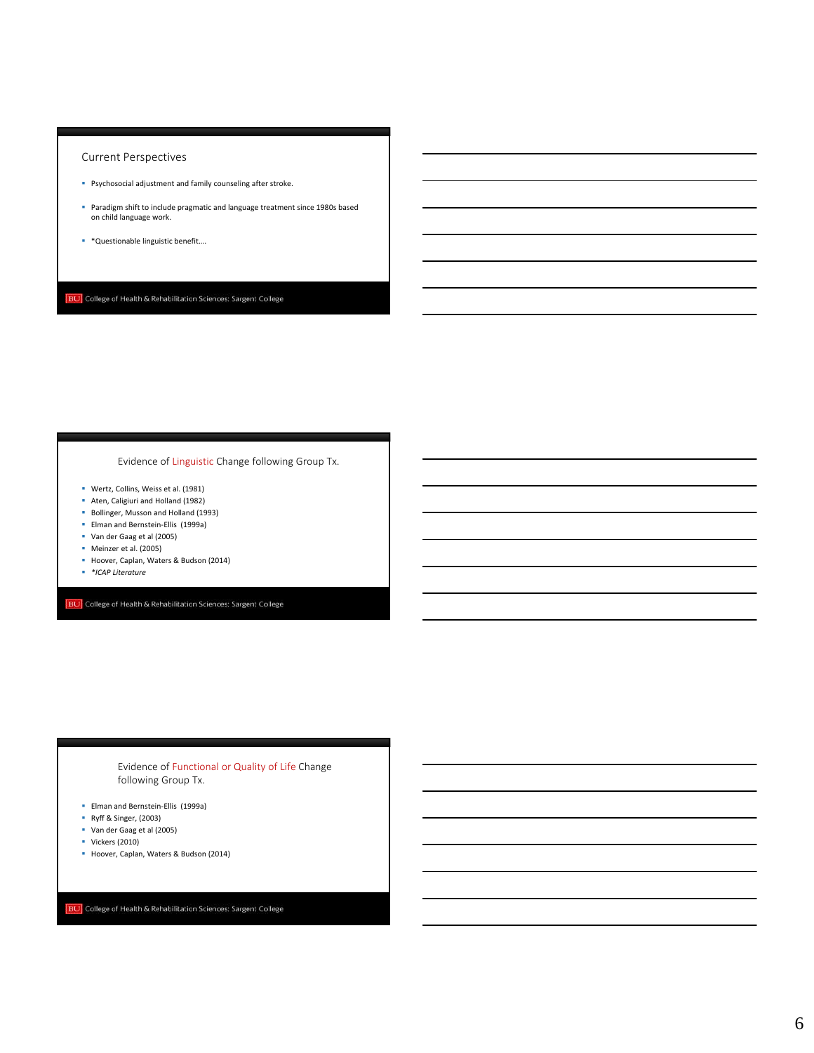## Current Perspectives

- Psychosocial adjustment and family counseling after stroke.
- Paradigm shift to include pragmatic and language treatment since 1980s based on child language work.
- *Questionable linguistic benefit….

## Evidence of Linguistic Change following Group Tx.

- Wertz, Collins, Weiss et al. (1981)
- Aten, Caligiuri and Holland (1982)
- Bollinger, Musson and Holland (1993)
- Elman and Bernstein-Ellis (1999a)
- Van der Gaag et al (2005)
- Meinzer et al. (2005)
- Hoover, Caplan, Waters & Budson (2014)
- **_*ICAP Literature_**

## Evidence of Functional or Quality of Life Change following Group Tx.

- Elman and Bernstein-Ellis (1999a)
- Ryff & Singer, (2003)
- Van der Gaag et al (2005)
- Vickers (2010)
- Hoover, Caplan, Waters & Budson (2014)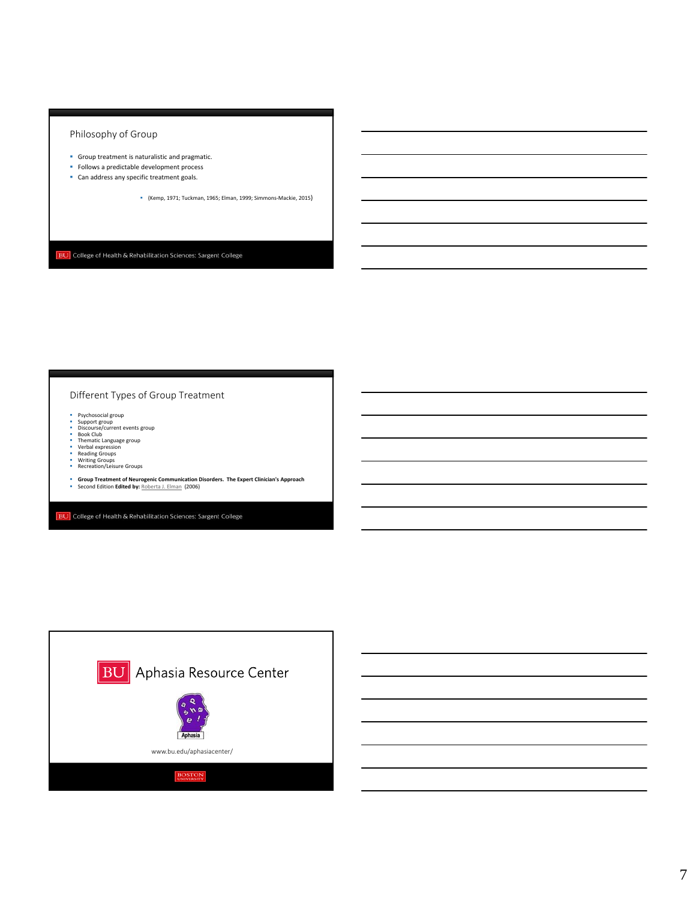## Philosophy of Group

- Group treatment is naturalistic and pragmatic.
- Follows a predictable development process
- Can address any specific treatment goals.

  - (Kemp, 1971; Tuckman, 1965; Elman, 1999; Simmons-Mackie, 2015)

BU College of Health & Rehabilitation Sciences: Sargent College

## Different Types of Group Treatment

- Psychosocial group
- Support group
- Discourse/current events group
- Book Club
- Thematic Language group
- Verbal expression
- Reading Groups
- Writing Groups
- Recreation/Leisure Groups

- **Group Treatment of Neurogenic Communication Disorders. The Expert Clinician's Approach**
- Second Edition **Edited by:** Roberta J. Elman (2006)

BU College of Health & Rehabilitation Sciences: Sargent College

## BU Aphasia Resource Center

Aphasia

www.bu.edu/aphasiacenter/

BOSTON UNIVERSITY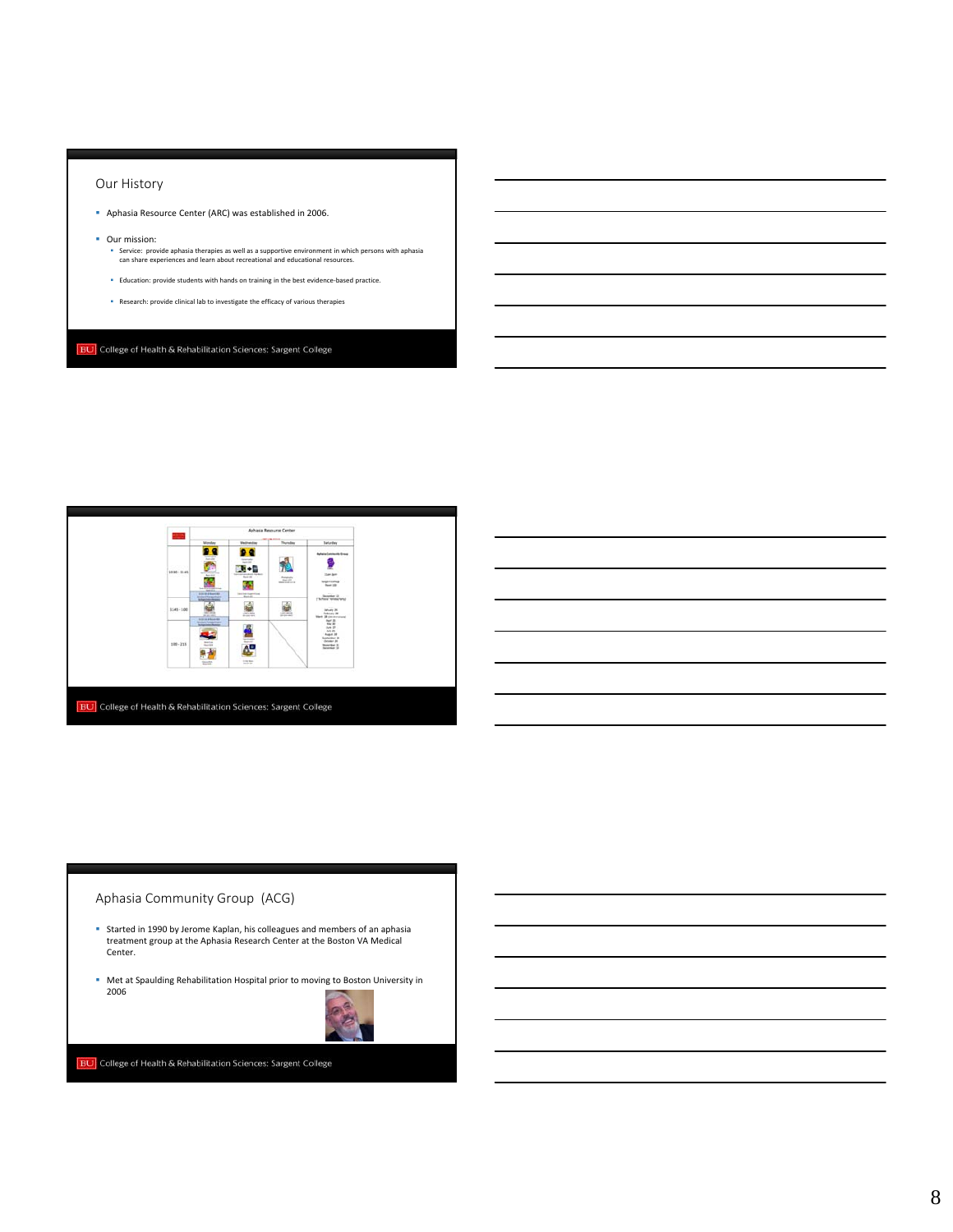## Our History

- Aphasia Resource Center (ARC) was established in 2006.
- Our mission:
  - Service: provide aphasia therapies as well as a supportive environment in which persons with aphasia can share experiences and learn about recreational and educational resources.
  - Education: provide students with hands on training in the best evidence-based practice.
  - Research: provide clinical lab to investigate the efficacy of various therapies

BU College of Health & Rehabilitation Sciences: Sargent College

BU College of Health & Rehabilitation Sciences: Sargent College

## Aphasia Community Group (ACG)

- Started in 1990 by Jerome Kaplan, his colleagues and members of an aphasia treatment group at the Aphasia Research Center at the Boston VA Medical Center.
- Met at Spaulding Rehabilitation Hospital prior to moving to Boston University in 2006

BU College of Health & Rehabilitation Sciences: Sargent College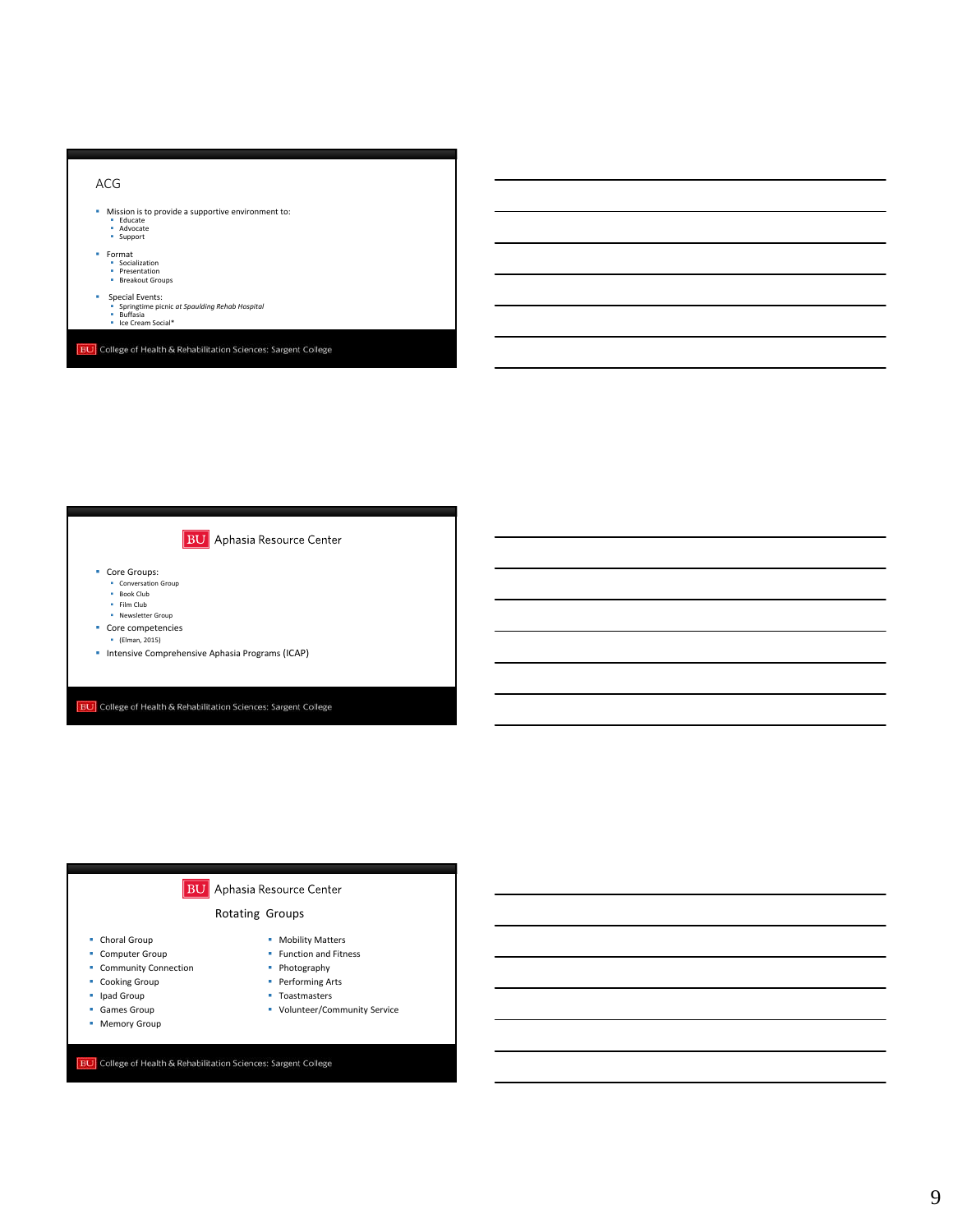## ACG

- Mission is to provide a supportive environment to:
  - Educate
  - Advocate
  - Support
- Format
  - Socialization
  - Presentation
  - Breakout Groups
- Special Events:
  - Springtime picnic *at Spaulding Rehab Hospital*
  - Buffasia
  - Ice Cream Social*

BU College of Health & Rehabilitation Sciences: Sargent College

## BU Aphasia Resource Center

- Core Groups:
  - Conversation Group
  - Book Club
  - Film Club
  - Newsletter Group
- Core competencies
  - (Elman, 2015)
- Intensive Comprehensive Aphasia Programs (ICAP)

BU College of Health & Rehabilitation Sciences: Sargent College

## BU Aphasia Resource Center

### Rotating Groups

- Choral Group
- Computer Group
- Community Connection
- Cooking Group
- Ipad Group
- Games Group
- Memory Group
- Mobility Matters
- Function and Fitness
- Photography
- Performing Arts
- Toastmasters
- Volunteer/Community Service

BU College of Health & Rehabilitation Sciences: Sargent College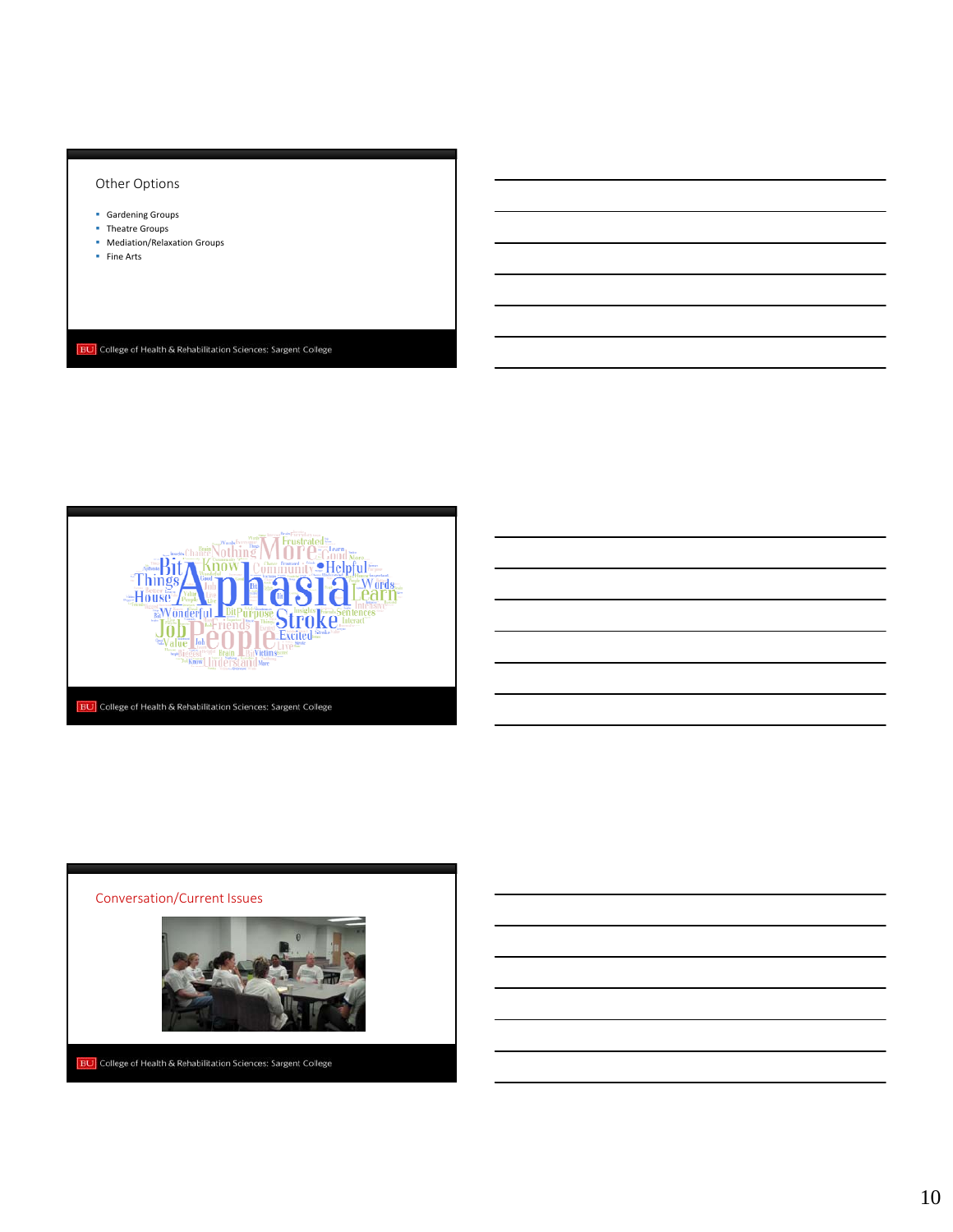## Other Options

- Gardening Groups
- Theatre Groups
- Mediation/Relaxation Groups
- Fine Arts

BU College of Health & Rehabilitation Sciences: Sargent College

BU College of Health & Rehabilitation Sciences: Sargent College

## Conversation/Current Issues

BU College of Health & Rehabilitation Sciences: Sargent College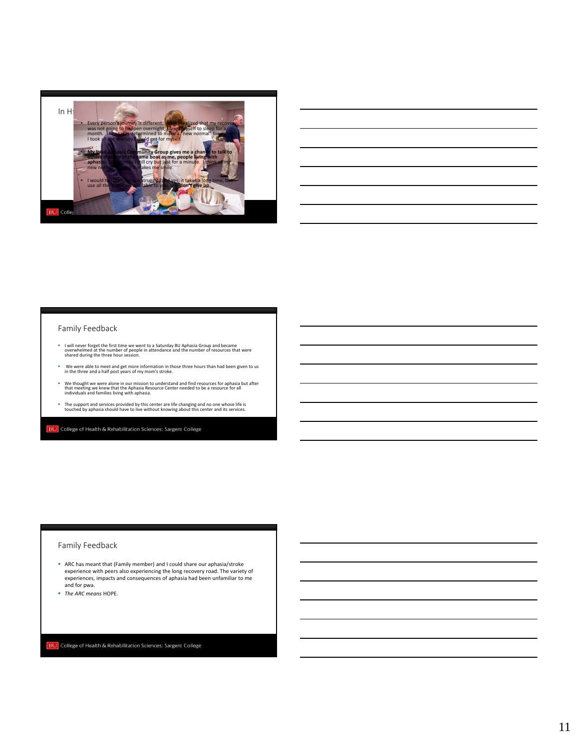## In H

- Every person's journey is different. What I realized that my recovery was not going to happen overnight. I cried myself to sleep for a month. Then I was determined to make a "new normal" for myself. I took all the therapy I could get for myself.
- **My local Aphasia Community Group gives me a chance to talk to others that are in the same boat as me, people living with aphasia.** Sometimes I still cry but just for a minute. I think of my new normal and it makes me smile.
- I would tell others it is a struggle and yes, it takes a long time, but use all the therapies available to you, and **don't give up.**

BU College of Health & Rehabilitation Sciences: Sargent College

## Family Feedback

- I will never forget the first time we went to a Saturday BU Aphasia Group and became overwhelmed at the number of people in attendance and the number of resources that were shared during the three hour session.
- We were able to meet and get more information in those three hours than had been given to us in the three and a half post years of my mom's stroke.
- We thought we were alone in our mission to understand and find resources for aphasia but after that meeting we knew that the Aphasia Resource Center needed to be a resource for all individuals and families living with aphasia.
- The support and services provided by this center are life changing and no one whose life is touched by aphasia should have to live without knowing about this center and its services.

BU College of Health & Rehabilitation Sciences: Sargent College

## Family Feedback

- ARC has meant that (Family member) and I could share our aphasia/stroke experience with peers also experiencing the long recovery road. The variety of experiences, impacts and consequences of aphasia had been unfamiliar to me and for pwa.
- *The ARC means* HOPE.

BU College of Health & Rehabilitation Sciences: Sargent College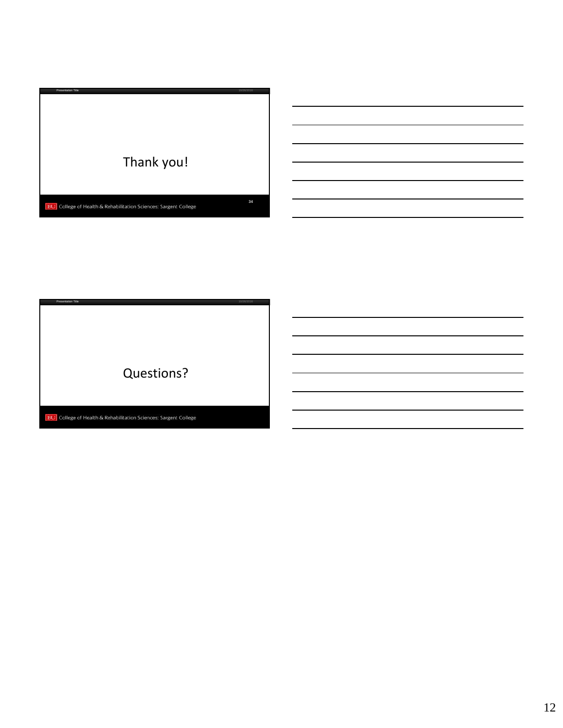Thank you!

Questions?